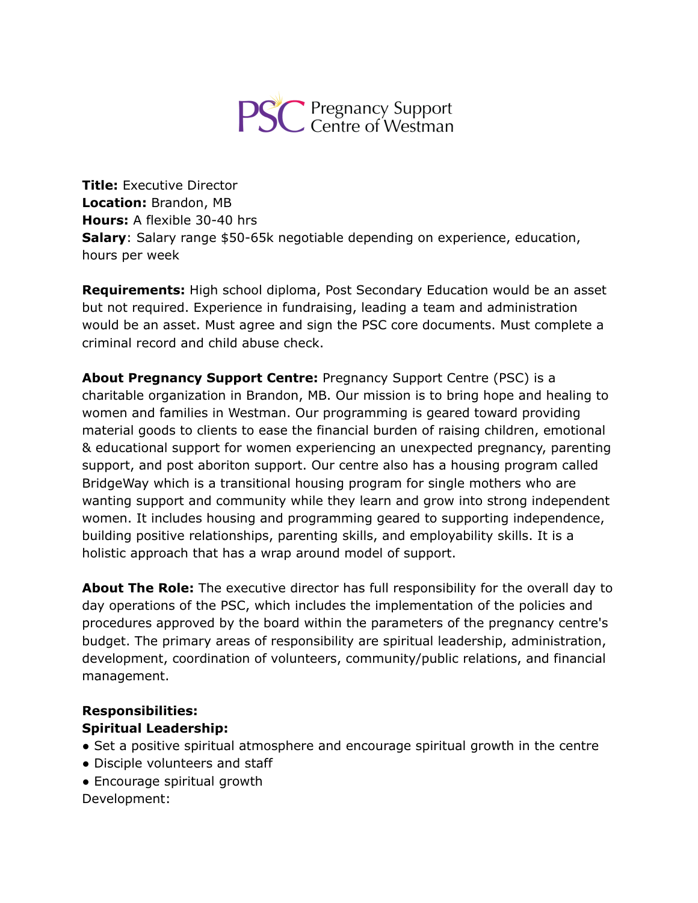PSC Pregnancy Support Centre of Westman

**Title:** Executive Director
**Location:** Brandon, MB
**Hours:** A flexible 30-40 hrs
**Salary**: Salary range $50-65k negotiable depending on experience, education, hours per week

**Requirements:** High school diploma, Post Secondary Education would be an asset but not required. Experience in fundraising, leading a team and administration would be an asset. Must agree and sign the PSC core documents. Must complete a criminal record and child abuse check.

**About Pregnancy Support Centre:** Pregnancy Support Centre (PSC) is a charitable organization in Brandon, MB. Our mission is to bring hope and healing to women and families in Westman. Our programming is geared toward providing material goods to clients to ease the financial burden of raising children, emotional & educational support for women experiencing an unexpected pregnancy, parenting support, and post aboriton support. Our centre also has a housing program called BridgeWay which is a transitional housing program for single mothers who are wanting support and community while they learn and grow into strong independent women. It includes housing and programming geared to supporting independence, building positive relationships, parenting skills, and employability skills. It is a holistic approach that has a wrap around model of support.

**About The Role:** The executive director has full responsibility for the overall day to day operations of the PSC, which includes the implementation of the policies and procedures approved by the board within the parameters of the pregnancy centre's budget. The primary areas of responsibility are spiritual leadership, administration, development, coordination of volunteers, community/public relations, and financial management.

**Responsibilities:**
**Spiritual Leadership:**
- Set a positive spiritual atmosphere and encourage spiritual growth in the centre
- Disciple volunteers and staff
- Encourage spiritual growth

Development: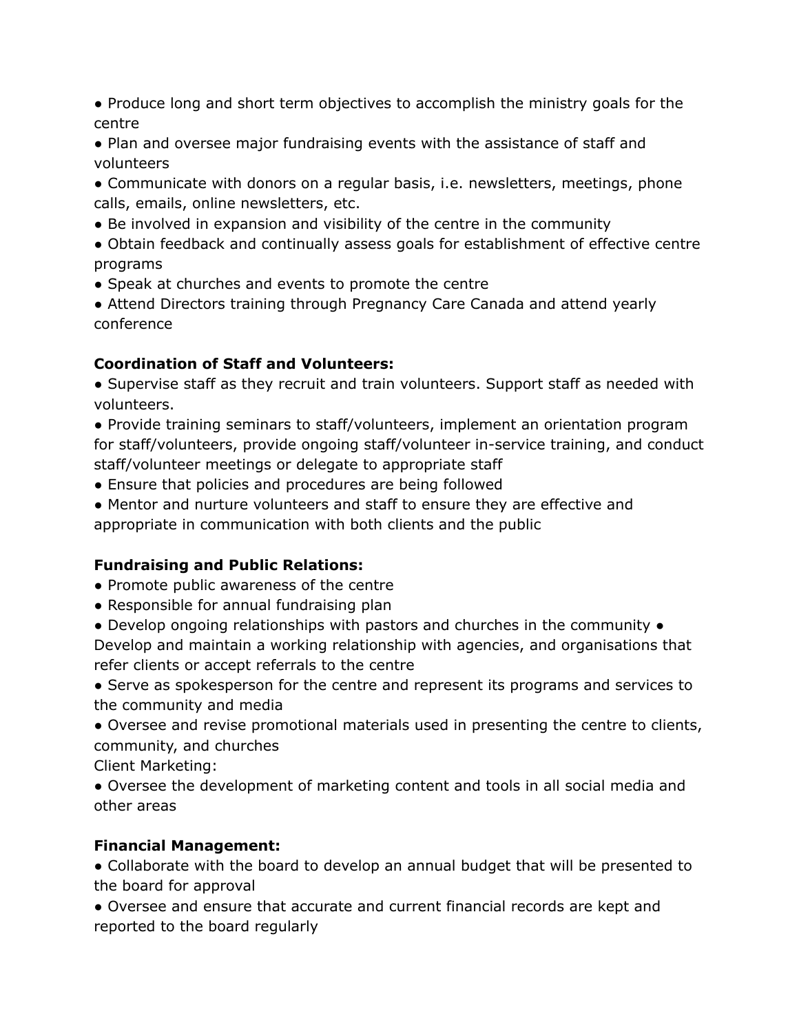- Produce long and short term objectives to accomplish the ministry goals for the centre
- Plan and oversee major fundraising events with the assistance of staff and volunteers
- Communicate with donors on a regular basis, i.e. newsletters, meetings, phone calls, emails, online newsletters, etc.
- Be involved in expansion and visibility of the centre in the community
- Obtain feedback and continually assess goals for establishment of effective centre programs
- Speak at churches and events to promote the centre
- Attend Directors training through Pregnancy Care Canada and attend yearly conference

**Coordination of Staff and Volunteers:**

- Supervise staff as they recruit and train volunteers. Support staff as needed with volunteers.
- Provide training seminars to staff/volunteers, implement an orientation program for staff/volunteers, provide ongoing staff/volunteer in-service training, and conduct staff/volunteer meetings or delegate to appropriate staff
- Ensure that policies and procedures are being followed
- Mentor and nurture volunteers and staff to ensure they are effective and appropriate in communication with both clients and the public

**Fundraising and Public Relations:**

- Promote public awareness of the centre
- Responsible for annual fundraising plan
- Develop ongoing relationships with pastors and churches in the community
- Develop and maintain a working relationship with agencies, and organisations that refer clients or accept referrals to the centre
- Serve as spokesperson for the centre and represent its programs and services to the community and media
- Oversee and revise promotional materials used in presenting the centre to clients, community, and churches

Client Marketing:

- Oversee the development of marketing content and tools in all social media and other areas

**Financial Management:**

- Collaborate with the board to develop an annual budget that will be presented to the board for approval
- Oversee and ensure that accurate and current financial records are kept and reported to the board regularly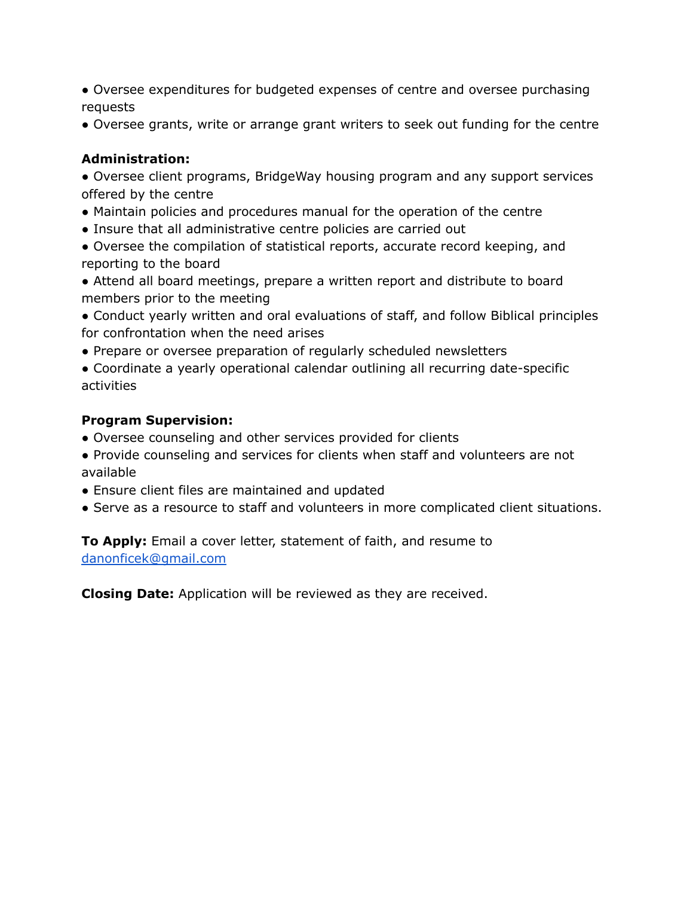- Oversee expenditures for budgeted expenses of centre and oversee purchasing requests
- Oversee grants, write or arrange grant writers to seek out funding for the centre

**Administration:**

- Oversee client programs, BridgeWay housing program and any support services offered by the centre
- Maintain policies and procedures manual for the operation of the centre
- Insure that all administrative centre policies are carried out
- Oversee the compilation of statistical reports, accurate record keeping, and reporting to the board
- Attend all board meetings, prepare a written report and distribute to board members prior to the meeting
- Conduct yearly written and oral evaluations of staff, and follow Biblical principles for confrontation when the need arises
- Prepare or oversee preparation of regularly scheduled newsletters
- Coordinate a yearly operational calendar outlining all recurring date-specific activities

**Program Supervision:**

- Oversee counseling and other services provided for clients
- Provide counseling and services for clients when staff and volunteers are not available
- Ensure client files are maintained and updated
- Serve as a resource to staff and volunteers in more complicated client situations.

**To Apply:** Email a cover letter, statement of faith, and resume to danonficek@gmail.com

**Closing Date:** Application will be reviewed as they are received.